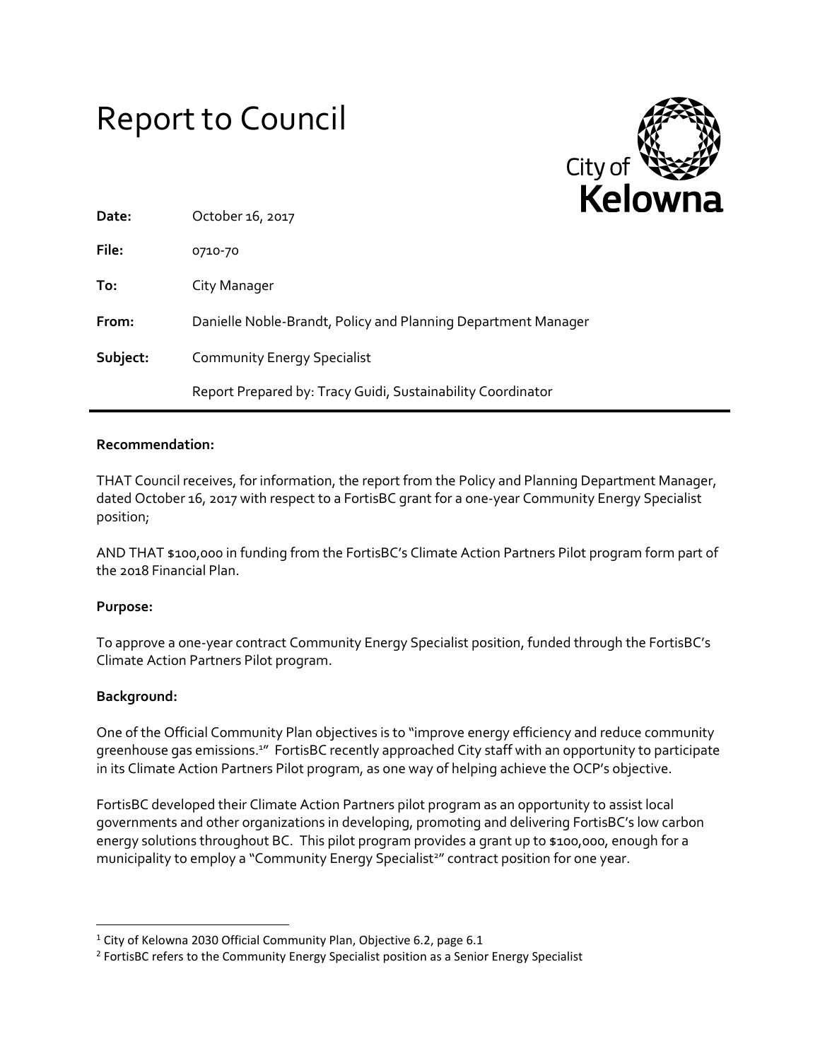# Report to Council

City of Kelowna

| | |
|---|---|
| **Date:** | October 16, 2017 |
| **File:** | 0710-70 |
| **To:** | City Manager |
| **From:** | Danielle Noble-Brandt, Policy and Planning Department Manager |
| **Subject:** | Community Energy Specialist |
| | Report Prepared by: Tracy Guidi, Sustainability Coordinator |

**Recommendation:**

THAT Council receives, for information, the report from the Policy and Planning Department Manager, dated October 16, 2017 with respect to a FortisBC grant for a one-year Community Energy Specialist position;

AND THAT $100,000 in funding from the FortisBC's Climate Action Partners Pilot program form part of the 2018 Financial Plan.

**Purpose:**

To approve a one-year contract Community Energy Specialist position, funded through the FortisBC's Climate Action Partners Pilot program.

**Background:**

One of the Official Community Plan objectives is to "improve energy efficiency and reduce community greenhouse gas emissions.[1]" FortisBC recently approached City staff with an opportunity to participate in its Climate Action Partners Pilot program, as one way of helping achieve the OCP's objective.

FortisBC developed their Climate Action Partners pilot program as an opportunity to assist local governments and other organizations in developing, promoting and delivering FortisBC's low carbon energy solutions throughout BC. This pilot program provides a grant up to $100,000, enough for a municipality to employ a "Community Energy Specialist[2]" contract position for one year.

---

[1] City of Kelowna 2030 Official Community Plan, Objective 6.2, page 6.1

[2] FortisBC refers to the Community Energy Specialist position as a Senior Energy Specialist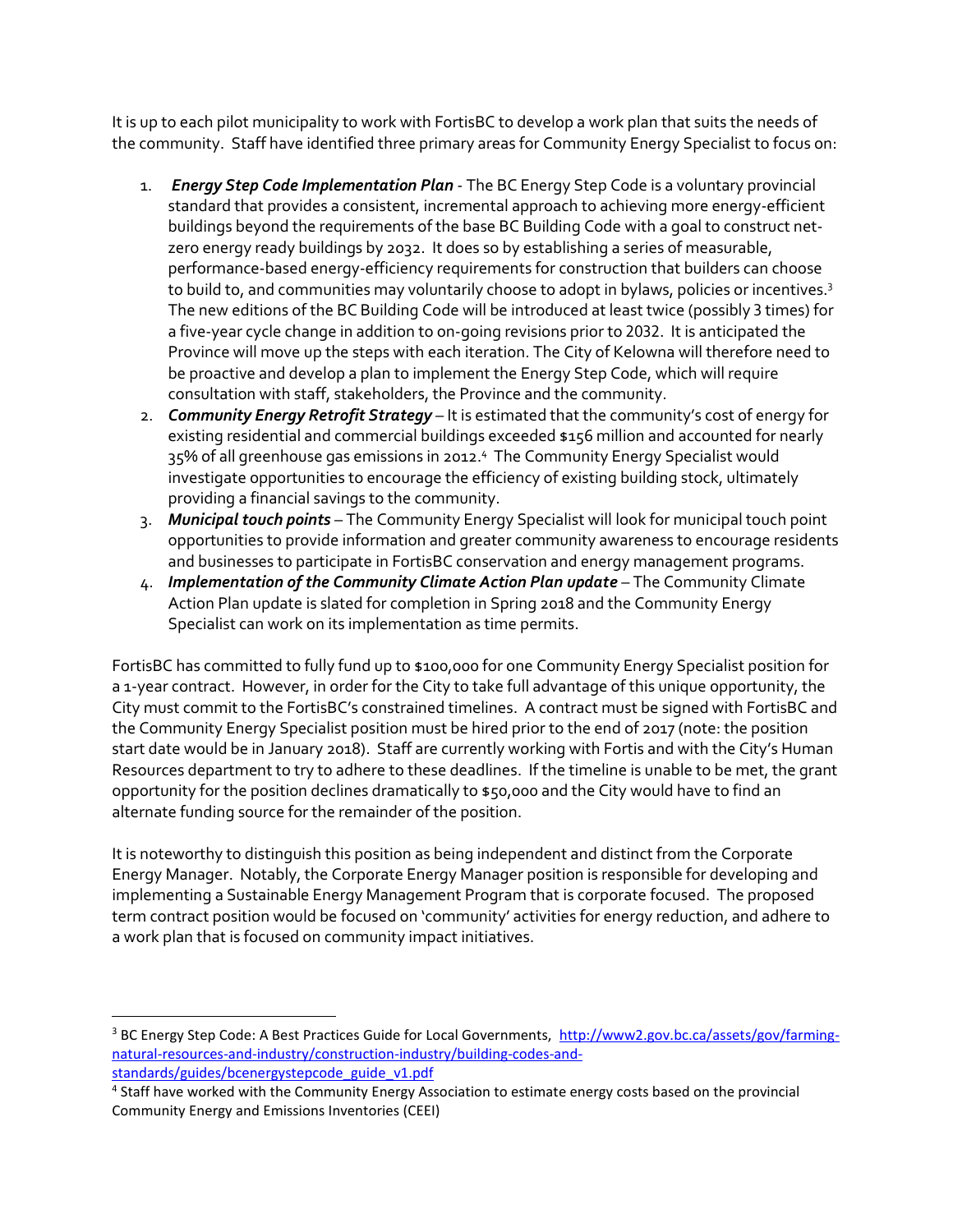It is up to each pilot municipality to work with FortisBC to develop a work plan that suits the needs of the community. Staff have identified three primary areas for Community Energy Specialist to focus on:

1. ***Energy Step Code Implementation Plan*** - The BC Energy Step Code is a voluntary provincial standard that provides a consistent, incremental approach to achieving more energy-efficient buildings beyond the requirements of the base BC Building Code with a goal to construct net-zero energy ready buildings by 2032. It does so by establishing a series of measurable, performance-based energy-efficiency requirements for construction that builders can choose to build to, and communities may voluntarily choose to adopt in bylaws, policies or incentives.[3] The new editions of the BC Building Code will be introduced at least twice (possibly 3 times) for a five-year cycle change in addition to on-going revisions prior to 2032. It is anticipated the Province will move up the steps with each iteration. The City of Kelowna will therefore need to be proactive and develop a plan to implement the Energy Step Code, which will require consultation with staff, stakeholders, the Province and the community.
2. ***Community Energy Retrofit Strategy*** – It is estimated that the community's cost of energy for existing residential and commercial buildings exceeded $156 million and accounted for nearly 35% of all greenhouse gas emissions in 2012.[4] The Community Energy Specialist would investigate opportunities to encourage the efficiency of existing building stock, ultimately providing a financial savings to the community.
3. ***Municipal touch points*** – The Community Energy Specialist will look for municipal touch point opportunities to provide information and greater community awareness to encourage residents and businesses to participate in FortisBC conservation and energy management programs.
4. ***Implementation of the Community Climate Action Plan update*** – The Community Climate Action Plan update is slated for completion in Spring 2018 and the Community Energy Specialist can work on its implementation as time permits.

FortisBC has committed to fully fund up to $100,000 for one Community Energy Specialist position for a 1-year contract. However, in order for the City to take full advantage of this unique opportunity, the City must commit to the FortisBC's constrained timelines. A contract must be signed with FortisBC and the Community Energy Specialist position must be hired prior to the end of 2017 (note: the position start date would be in January 2018). Staff are currently working with Fortis and with the City's Human Resources department to try to adhere to these deadlines. If the timeline is unable to be met, the grant opportunity for the position declines dramatically to $50,000 and the City would have to find an alternate funding source for the remainder of the position.

It is noteworthy to distinguish this position as being independent and distinct from the Corporate Energy Manager. Notably, the Corporate Energy Manager position is responsible for developing and implementing a Sustainable Energy Management Program that is corporate focused. The proposed term contract position would be focused on 'community' activities for energy reduction, and adhere to a work plan that is focused on community impact initiatives.

---

[3] BC Energy Step Code: A Best Practices Guide for Local Governments, http://www2.gov.bc.ca/assets/gov/farming-natural-resources-and-industry/construction-industry/building-codes-and-standards/guides/bcenergystepcode_guide_v1.pdf

[4] Staff have worked with the Community Energy Association to estimate energy costs based on the provincial Community Energy and Emissions Inventories (CEEI)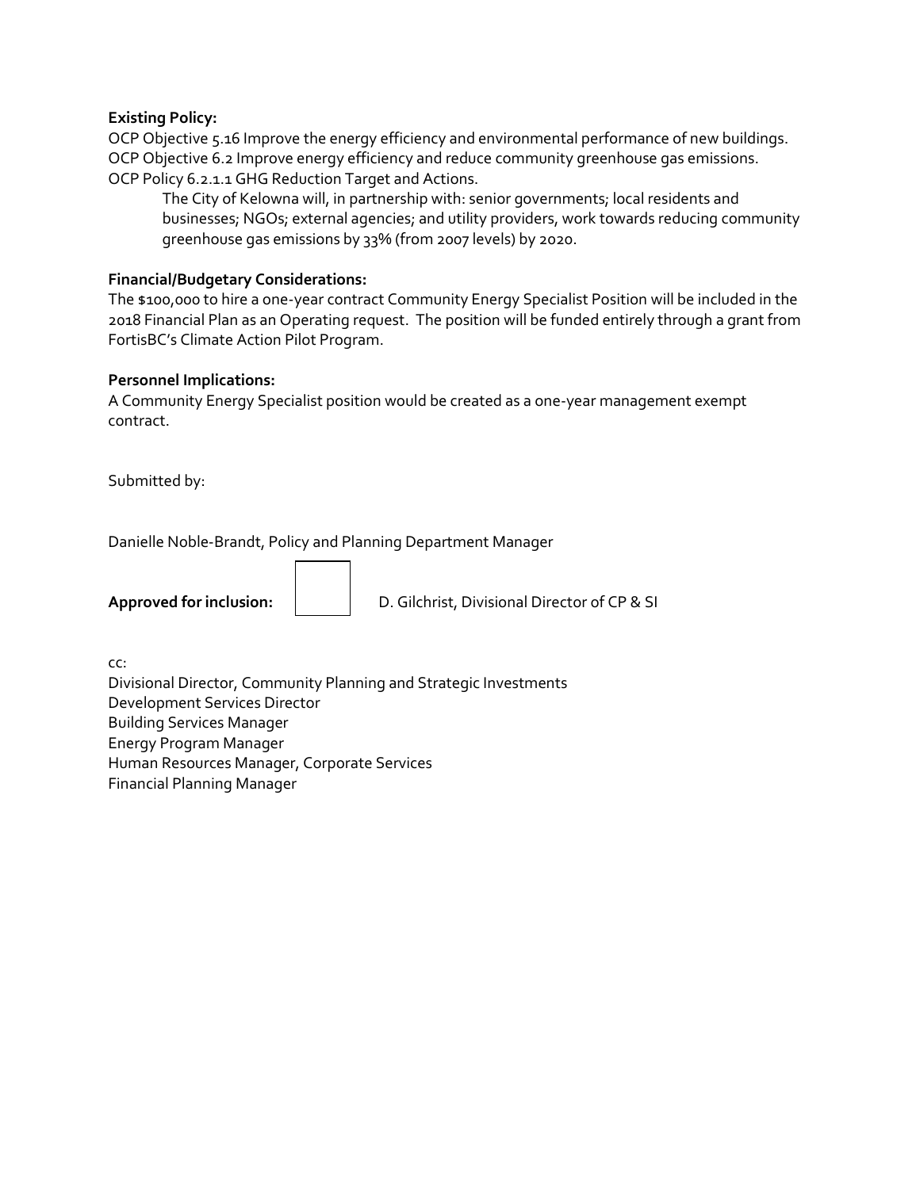**Existing Policy:**

OCP Objective 5.16 Improve the energy efficiency and environmental performance of new buildings.
OCP Objective 6.2 Improve energy efficiency and reduce community greenhouse gas emissions.
OCP Policy 6.2.1.1 GHG Reduction Target and Actions.

> The City of Kelowna will, in partnership with: senior governments; local residents and businesses; NGOs; external agencies; and utility providers, work towards reducing community greenhouse gas emissions by 33% (from 2007 levels) by 2020.

**Financial/Budgetary Considerations:**

The $100,000 to hire a one-year contract Community Energy Specialist Position will be included in the 2018 Financial Plan as an Operating request. The position will be funded entirely through a grant from FortisBC's Climate Action Pilot Program.

**Personnel Implications:**

A Community Energy Specialist position would be created as a one-year management exempt contract.

Submitted by:

Danielle Noble-Brandt, Policy and Planning Department Manager

**Approved for inclusion:** D. Gilchrist, Divisional Director of CP & SI

cc:
Divisional Director, Community Planning and Strategic Investments
Development Services Director
Building Services Manager
Energy Program Manager
Human Resources Manager, Corporate Services
Financial Planning Manager